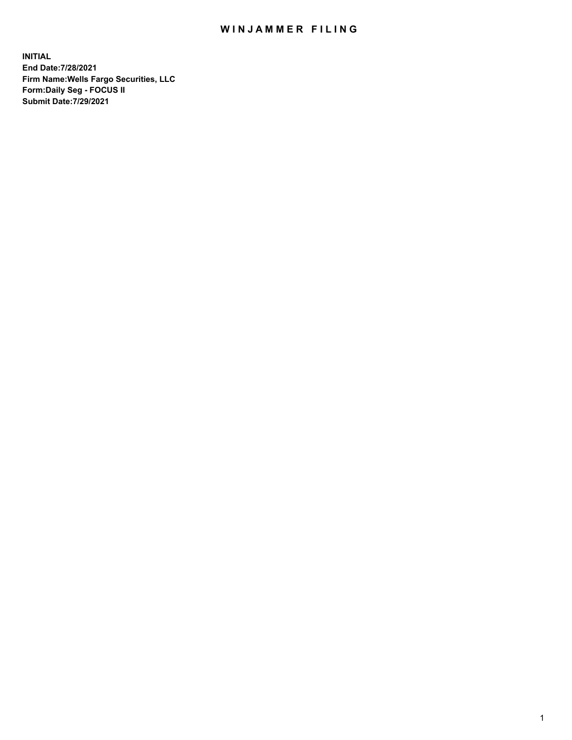# WINJAMMER FILING

**INITIAL**
**End Date:7/28/2021**
**Firm Name:Wells Fargo Securities, LLC**
**Form:Daily Seg - FOCUS II**
**Submit Date:7/29/2021**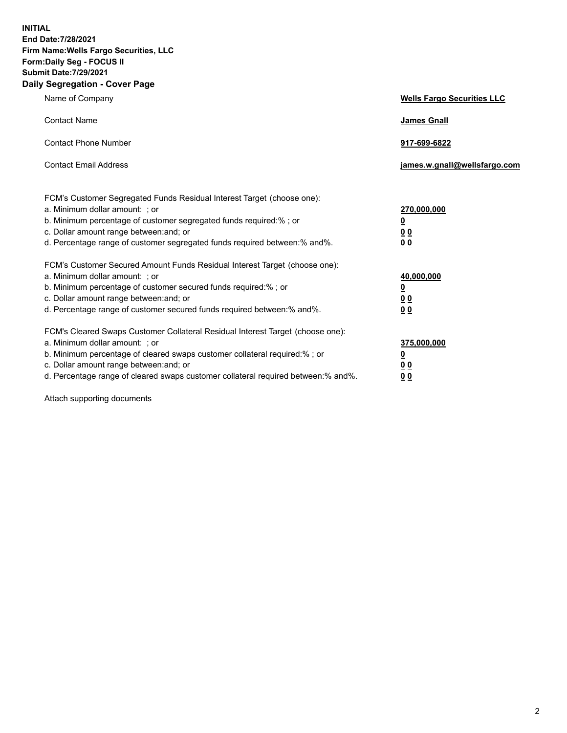**INITIAL**
**End Date:7/28/2021**
**Firm Name:Wells Fargo Securities, LLC**
**Form:Daily Seg - FOCUS II**
**Submit Date:7/29/2021**

## Daily Segregation - Cover Page

| | |
|---|---|
| Name of Company | **Wells Fargo Securities LLC** |
| Contact Name | **James Gnall** |
| Contact Phone Number | **917-699-6822** |
| Contact Email Address | **james.w.gnall@wellsfargo.com** |

| | |
|---|---|
| FCM's Customer Segregated Funds Residual Interest Target (choose one): | |
| a. Minimum dollar amount: ; or | **270,000,000** |
| b. Minimum percentage of customer segregated funds required:% ; or | **0** |
| c. Dollar amount range between:and; or | **0 0** |
| d. Percentage range of customer segregated funds required between:% and%. | **0 0** |
| FCM's Customer Secured Amount Funds Residual Interest Target (choose one): | |
| a. Minimum dollar amount: ; or | **40,000,000** |
| b. Minimum percentage of customer secured funds required:% ; or | **0** |
| c. Dollar amount range between:and; or | **0 0** |
| d. Percentage range of customer secured funds required between:% and%. | **0 0** |
| FCM's Cleared Swaps Customer Collateral Residual Interest Target (choose one): | |
| a. Minimum dollar amount: ; or | **375,000,000** |
| b. Minimum percentage of cleared swaps customer collateral required:% ; or | **0** |
| c. Dollar amount range between:and; or | **0 0** |
| d. Percentage range of cleared swaps customer collateral required between:% and%. | **0 0** |

Attach supporting documents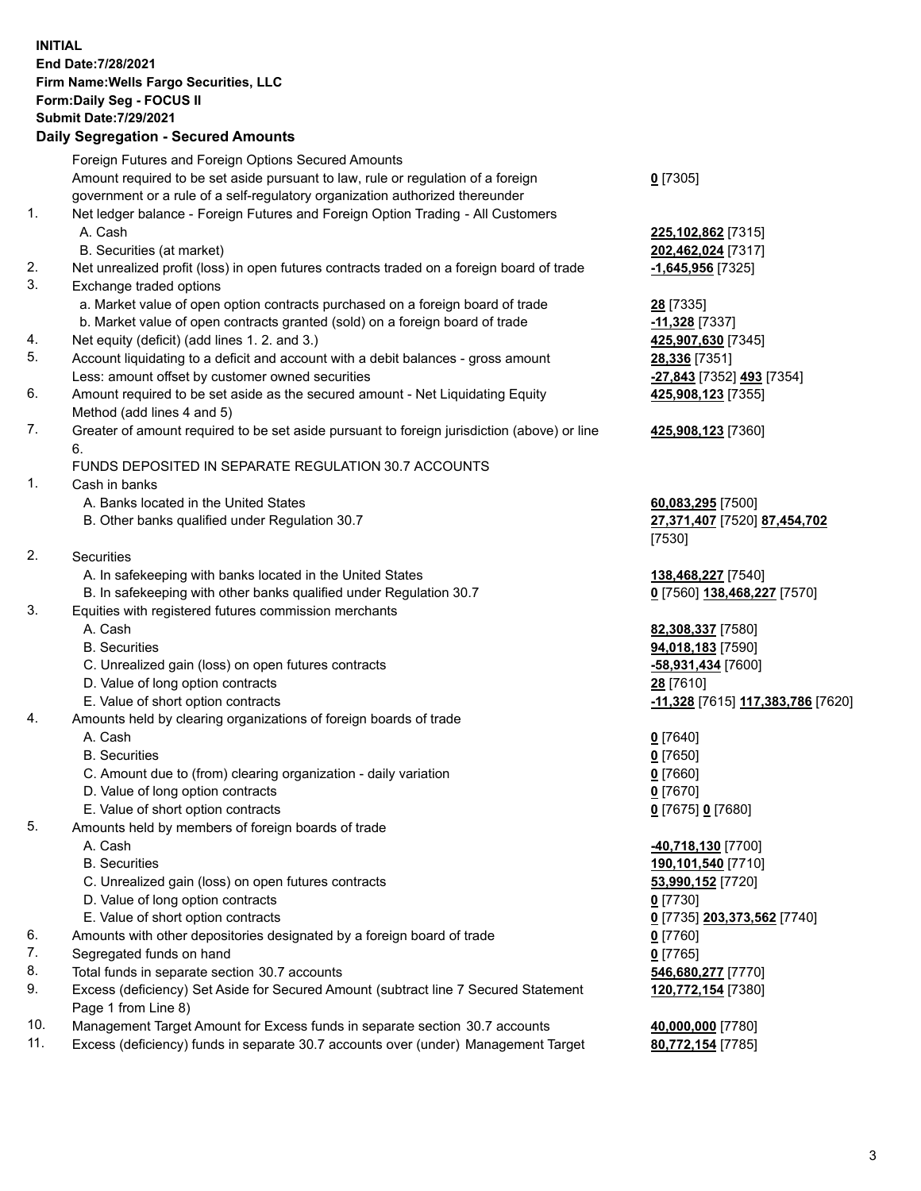**INITIAL**
**End Date:7/28/2021**
**Firm Name:Wells Fargo Securities, LLC**
**Form:Daily Seg - FOCUS II**
**Submit Date:7/29/2021**

## Daily Segregation - Secured Amounts

| | | |
|---|---|---|
| | Foreign Futures and Foreign Options Secured Amounts | |
| | Amount required to be set aside pursuant to law, rule or regulation of a foreign government or a rule of a self-regulatory organization authorized thereunder | **0** [7305] |
| 1. | Net ledger balance - Foreign Futures and Foreign Option Trading - All Customers | |
| | A. Cash | **225,102,862** [7315] |
| | B. Securities (at market) | **202,462,024** [7317] |
| 2. | Net unrealized profit (loss) in open futures contracts traded on a foreign board of trade | **-1,645,956** [7325] |
| 3. | Exchange traded options | |
| | a. Market value of open option contracts purchased on a foreign board of trade | **28** [7335] |
| | b. Market value of open contracts granted (sold) on a foreign board of trade | **-11,328** [7337] |
| 4. | Net equity (deficit) (add lines 1. 2. and 3.) | **425,907,630** [7345] |
| 5. | Account liquidating to a deficit and account with a debit balances - gross amount | **28,336** [7351] |
| | Less: amount offset by customer owned securities | **-27,843** [7352] **493** [7354] |
| 6. | Amount required to be set aside as the secured amount - Net Liquidating Equity Method (add lines 4 and 5) | **425,908,123** [7355] |
| 7. | Greater of amount required to be set aside pursuant to foreign jurisdiction (above) or line 6. | **425,908,123** [7360] |
| | FUNDS DEPOSITED IN SEPARATE REGULATION 30.7 ACCOUNTS | |
| 1. | Cash in banks | |
| | A. Banks located in the United States | **60,083,295** [7500] |
| | B. Other banks qualified under Regulation 30.7 | **27,371,407** [7520] **87,454,702** [7530] |
| 2. | Securities | |
| | A. In safekeeping with banks located in the United States | **138,468,227** [7540] |
| | B. In safekeeping with other banks qualified under Regulation 30.7 | **0** [7560] **138,468,227** [7570] |
| 3. | Equities with registered futures commission merchants | |
| | A. Cash | **82,308,337** [7580] |
| | B. Securities | **94,018,183** [7590] |
| | C. Unrealized gain (loss) on open futures contracts | **-58,931,434** [7600] |
| | D. Value of long option contracts | **28** [7610] |
| | E. Value of short option contracts | **-11,328** [7615] **117,383,786** [7620] |
| 4. | Amounts held by clearing organizations of foreign boards of trade | |
| | A. Cash | **0** [7640] |
| | B. Securities | **0** [7650] |
| | C. Amount due to (from) clearing organization - daily variation | **0** [7660] |
| | D. Value of long option contracts | **0** [7670] |
| | E. Value of short option contracts | **0** [7675] **0** [7680] |
| 5. | Amounts held by members of foreign boards of trade | |
| | A. Cash | **-40,718,130** [7700] |
| | B. Securities | **190,101,540** [7710] |
| | C. Unrealized gain (loss) on open futures contracts | **53,990,152** [7720] |
| | D. Value of long option contracts | **0** [7730] |
| | E. Value of short option contracts | **0** [7735] **203,373,562** [7740] |
| 6. | Amounts with other depositories designated by a foreign board of trade | **0** [7760] |
| 7. | Segregated funds on hand | **0** [7765] |
| 8. | Total funds in separate section 30.7 accounts | **546,680,277** [7770] |
| 9. | Excess (deficiency) Set Aside for Secured Amount (subtract line 7 Secured Statement Page 1 from Line 8) | **120,772,154** [7380] |
| 10. | Management Target Amount for Excess funds in separate section 30.7 accounts | **40,000,000** [7780] |
| 11. | Excess (deficiency) funds in separate 30.7 accounts over (under) Management Target | **80,772,154** [7785] |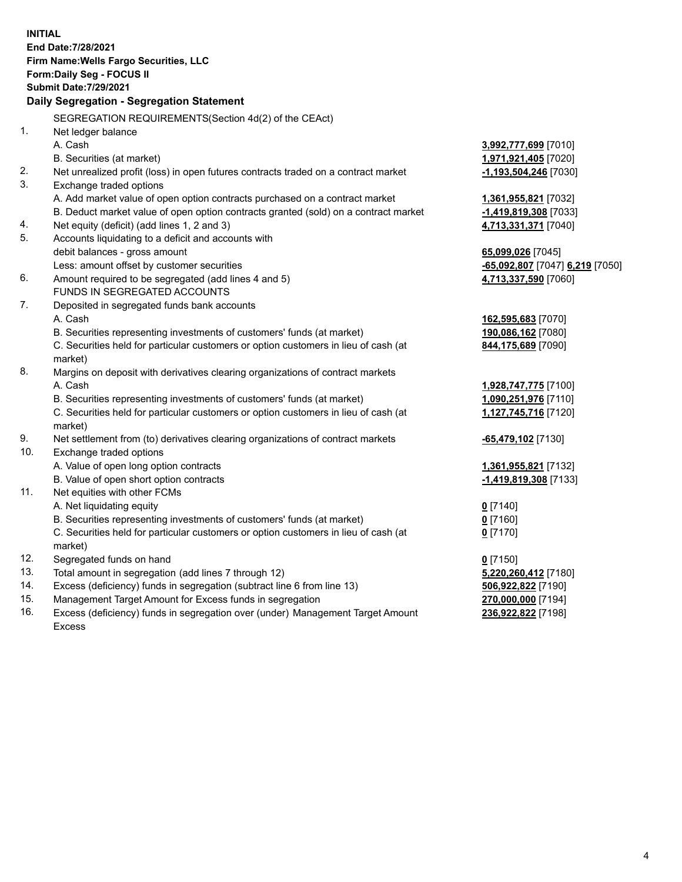**INITIAL**
**End Date:7/28/2021**
**Firm Name:Wells Fargo Securities, LLC**
**Form:Daily Seg - FOCUS II**
**Submit Date:7/29/2021**

**Daily Segregation - Segregation Statement**

SEGREGATION REQUIREMENTS(Section 4d(2) of the CEAct)

| | | |
|---|---|---|
| 1. | Net ledger balance | |
| | A. Cash | **3,992,777,699** [7010] |
| | B. Securities (at market) | **1,971,921,405** [7020] |
| 2. | Net unrealized profit (loss) in open futures contracts traded on a contract market | **-1,193,504,246** [7030] |
| 3. | Exchange traded options | |
| | A. Add market value of open option contracts purchased on a contract market | **1,361,955,821** [7032] |
| | B. Deduct market value of open option contracts granted (sold) on a contract market | **-1,419,819,308** [7033] |
| 4. | Net equity (deficit) (add lines 1, 2 and 3) | **4,713,331,371** [7040] |
| 5. | Accounts liquidating to a deficit and accounts with debit balances - gross amount | **65,099,026** [7045] |
| | Less: amount offset by customer securities | **-65,092,807** [7047] **6,219** [7050] |
| 6. | Amount required to be segregated (add lines 4 and 5) | **4,713,337,590** [7060] |
| | FUNDS IN SEGREGATED ACCOUNTS | |
| 7. | Deposited in segregated funds bank accounts | |
| | A. Cash | **162,595,683** [7070] |
| | B. Securities representing investments of customers' funds (at market) | **190,086,162** [7080] |
| | C. Securities held for particular customers or option customers in lieu of cash (at market) | **844,175,689** [7090] |
| 8. | Margins on deposit with derivatives clearing organizations of contract markets | |
| | A. Cash | **1,928,747,775** [7100] |
| | B. Securities representing investments of customers' funds (at market) | **1,090,251,976** [7110] |
| | C. Securities held for particular customers or option customers in lieu of cash (at market) | **1,127,745,716** [7120] |
| 9. | Net settlement from (to) derivatives clearing organizations of contract markets | **-65,479,102** [7130] |
| 10. | Exchange traded options | |
| | A. Value of open long option contracts | **1,361,955,821** [7132] |
| | B. Value of open short option contracts | **-1,419,819,308** [7133] |
| 11. | Net equities with other FCMs | |
| | A. Net liquidating equity | **0** [7140] |
| | B. Securities representing investments of customers' funds (at market) | **0** [7160] |
| | C. Securities held for particular customers or option customers in lieu of cash (at market) | **0** [7170] |
| 12. | Segregated funds on hand | **0** [7150] |
| 13. | Total amount in segregation (add lines 7 through 12) | **5,220,260,412** [7180] |
| 14. | Excess (deficiency) funds in segregation (subtract line 6 from line 13) | **506,922,822** [7190] |
| 15. | Management Target Amount for Excess funds in segregation | **270,000,000** [7194] |
| 16. | Excess (deficiency) funds in segregation over (under) Management Target Amount Excess | **236,922,822** [7198] |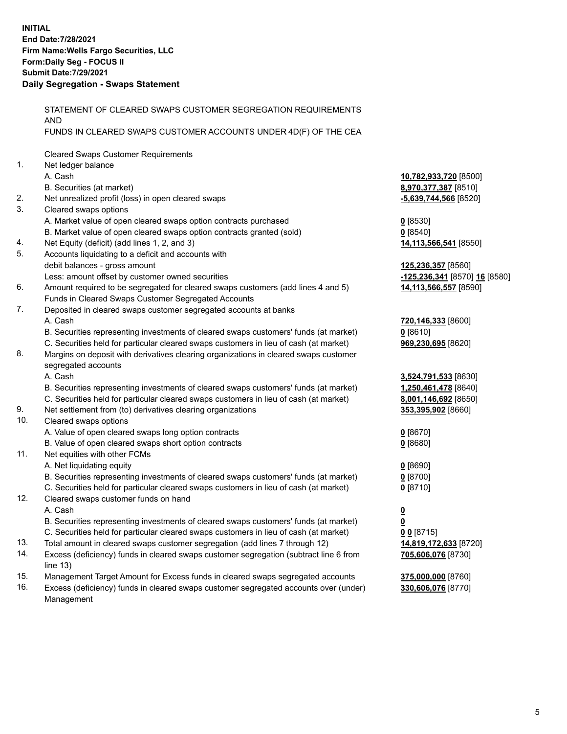**INITIAL**
**End Date:7/28/2021**
**Firm Name:Wells Fargo Securities, LLC**
**Form:Daily Seg - FOCUS II**
**Submit Date:7/29/2021**
**Daily Segregation - Swaps Statement**

STATEMENT OF CLEARED SWAPS CUSTOMER SEGREGATION REQUIREMENTS AND FUNDS IN CLEARED SWAPS CUSTOMER ACCOUNTS UNDER 4D(F) OF THE CEA

| | | |
|---|---|---|
| | Cleared Swaps Customer Requirements | |
| 1. | Net ledger balance | |
| | A. Cash | **10,782,933,720** [8500] |
| | B. Securities (at market) | **8,970,377,387** [8510] |
| 2. | Net unrealized profit (loss) in open cleared swaps | **-5,639,744,566** [8520] |
| 3. | Cleared swaps options | |
| | A. Market value of open cleared swaps option contracts purchased | **0** [8530] |
| | B. Market value of open cleared swaps option contracts granted (sold) | **0** [8540] |
| 4. | Net Equity (deficit) (add lines 1, 2, and 3) | **14,113,566,541** [8550] |
| 5. | Accounts liquidating to a deficit and accounts with debit balances - gross amount | **125,236,357** [8560] |
| | Less: amount offset by customer owned securities | **-125,236,341** [8570] **16** [8580] |
| 6. | Amount required to be segregated for cleared swaps customers (add lines 4 and 5) | **14,113,566,557** [8590] |
| | Funds in Cleared Swaps Customer Segregated Accounts | |
| 7. | Deposited in cleared swaps customer segregated accounts at banks | |
| | A. Cash | **720,146,333** [8600] |
| | B. Securities representing investments of cleared swaps customers' funds (at market) | **0** [8610] |
| | C. Securities held for particular cleared swaps customers in lieu of cash (at market) | **969,230,695** [8620] |
| 8. | Margins on deposit with derivatives clearing organizations in cleared swaps customer segregated accounts | |
| | A. Cash | **3,524,791,533** [8630] |
| | B. Securities representing investments of cleared swaps customers' funds (at market) | **1,250,461,478** [8640] |
| | C. Securities held for particular cleared swaps customers in lieu of cash (at market) | **8,001,146,692** [8650] |
| 9. | Net settlement from (to) derivatives clearing organizations | **353,395,902** [8660] |
| 10. | Cleared swaps options | |
| | A. Value of open cleared swaps long option contracts | **0** [8670] |
| | B. Value of open cleared swaps short option contracts | **0** [8680] |
| 11. | Net equities with other FCMs | |
| | A. Net liquidating equity | **0** [8690] |
| | B. Securities representing investments of cleared swaps customers' funds (at market) | **0** [8700] |
| | C. Securities held for particular cleared swaps customers in lieu of cash (at market) | **0** [8710] |
| 12. | Cleared swaps customer funds on hand | |
| | A. Cash | **0** |
| | B. Securities representing investments of cleared swaps customers' funds (at market) | **0** |
| | C. Securities held for particular cleared swaps customers in lieu of cash (at market) | **0** **0** [8715] |
| 13. | Total amount in cleared swaps customer segregation (add lines 7 through 12) | **14,819,172,633** [8720] |
| 14. | Excess (deficiency) funds in cleared swaps customer segregation (subtract line 6 from line 13) | **705,606,076** [8730] |
| 15. | Management Target Amount for Excess funds in cleared swaps segregated accounts | **375,000,000** [8760] |
| 16. | Excess (deficiency) funds in cleared swaps customer segregated accounts over (under) Management | **330,606,076** [8770] |